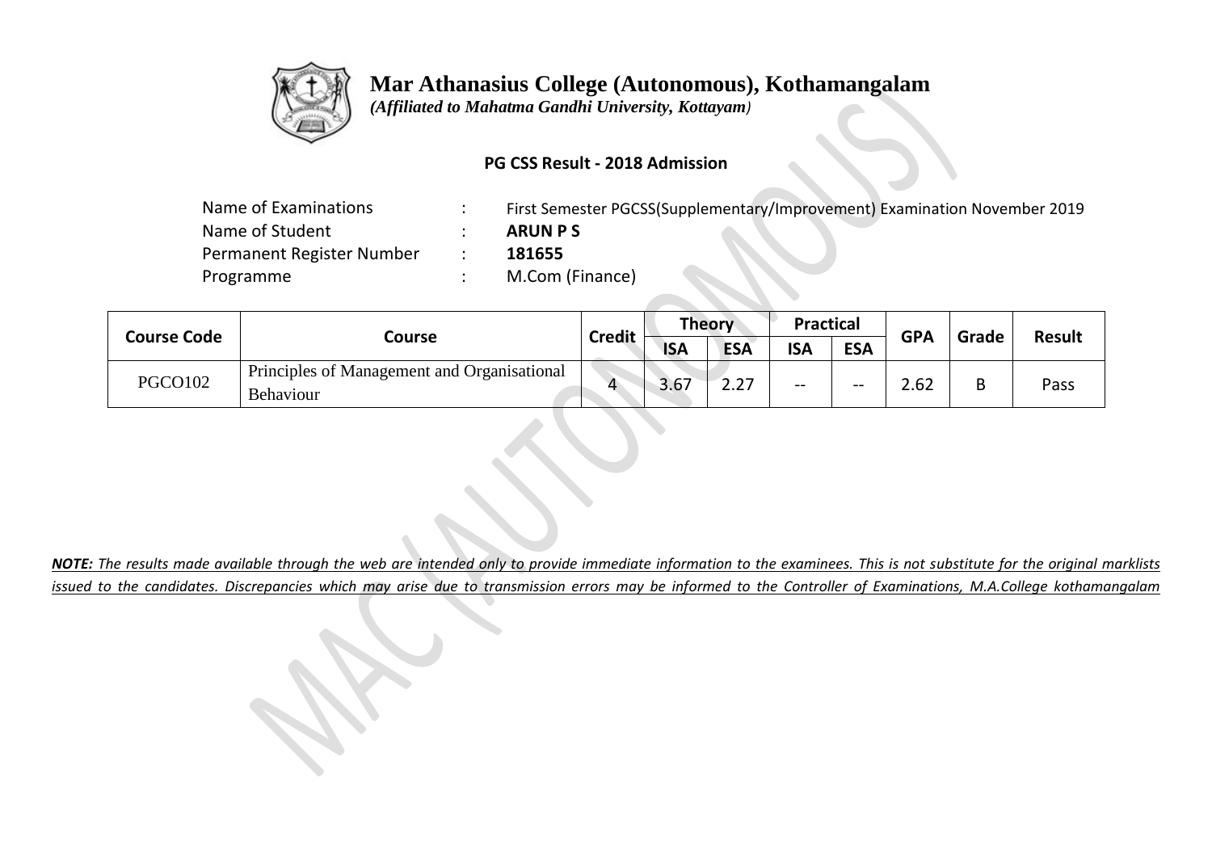# Mar Athanasius College (Autonomous), Kothamangalam

*(Affiliated to Mahatma Gandhi University, Kottayam)*

**PG CSS Result - 2018 Admission**

| | | |
|---|---|---|
| Name of Examinations | : | First Semester PGCSS(Supplementary/Improvement) Examination November 2019 |
| Name of Student | : | **ARUN P S** |
| Permanent Register Number | : | **181655** |
| Programme | : | M.Com (Finance) |

| Course Code | Course | Credit | Theory | | Practical | | GPA | Grade | Result |
|---|---|---|---|---|---|---|---|---|---|
| | | | ISA | ESA | ISA | ESA | | | |
| PGCO102 | Principles of Management and Organisational Behaviour | 4 | 3.67 | 2.27 | -- | -- | 2.62 | B | Pass |

***NOTE:*** *The results made available through the web are intended only to provide immediate information to the examinees. This is not substitute for the original marklists issued to the candidates. Discrepancies which may arise due to transmission errors may be informed to the Controller of Examinations, M.A.College kothamangalam*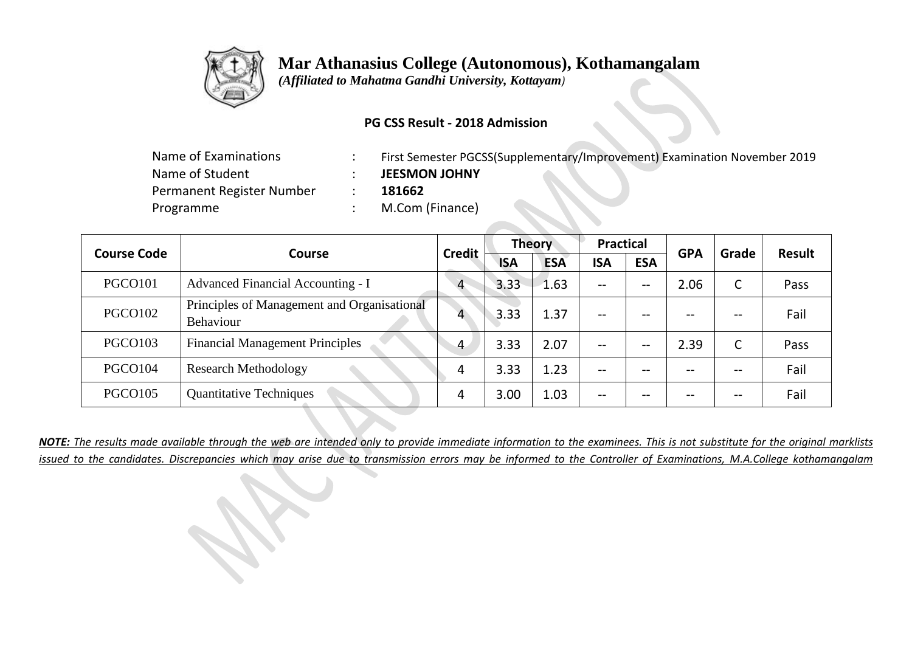# Mar Athanasius College (Autonomous), Kothamangalam

*(Affiliated to Mahatma Gandhi University, Kottayam)*

**PG CSS Result - 2018 Admission**

| | | |
|---|---|---|
| Name of Examinations | : | First Semester PGCSS(Supplementary/Improvement) Examination November 2019 |
| Name of Student | : | **JEESMON JOHNY** |
| Permanent Register Number | : | **181662** |
| Programme | : | M.Com (Finance) |

| Course Code | Course | Credit | Theory | | Practical | | GPA | Grade | Result |
|---|---|---|---|---|---|---|---|---|---|
| | | | ISA | ESA | ISA | ESA | | | |
| PGCO101 | Advanced Financial Accounting - I | 4 | 3.33 | 1.63 | -- | -- | 2.06 | C | Pass |
| PGCO102 | Principles of Management and Organisational Behaviour | 4 | 3.33 | 1.37 | -- | -- | -- | -- | Fail |
| PGCO103 | Financial Management Principles | 4 | 3.33 | 2.07 | -- | -- | 2.39 | C | Pass |
| PGCO104 | Research Methodology | 4 | 3.33 | 1.23 | -- | -- | -- | -- | Fail |
| PGCO105 | Quantitative Techniques | 4 | 3.00 | 1.03 | -- | -- | -- | -- | Fail |

***NOTE:*** *The results made available through the web are intended only to provide immediate information to the examinees. This is not substitute for the original marklists issued to the candidates. Discrepancies which may arise due to transmission errors may be informed to the Controller of Examinations, M.A.College kothamangalam*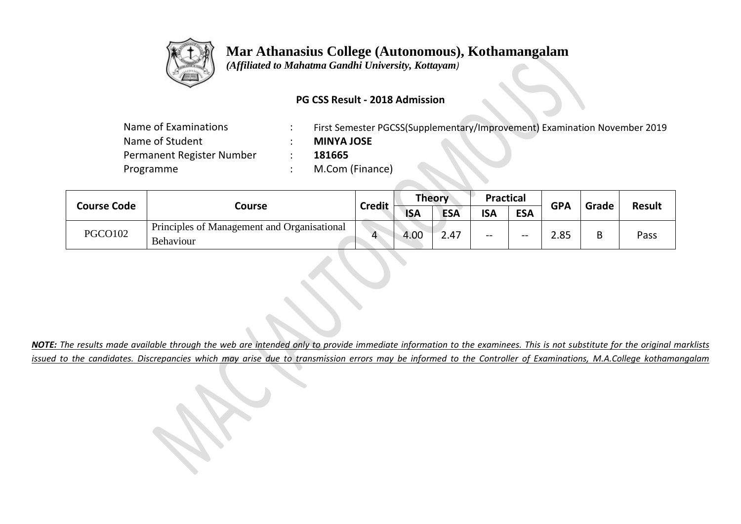# Mar Athanasius College (Autonomous), Kothamangalam

*(Affiliated to Mahatma Gandhi University, Kottayam)*

**PG CSS Result - 2018 Admission**

| | | |
|---|---|---|
| Name of Examinations | : | First Semester PGCSS(Supplementary/Improvement) Examination November 2019 |
| Name of Student | : | **MINYA JOSE** |
| Permanent Register Number | : | **181665** |
| Programme | : | M.Com (Finance) |

| Course Code | Course | Credit | Theory | | Practical | | GPA | Grade | Result |
|---|---|---|---|---|---|---|---|---|---|
| | | | ISA | ESA | ISA | ESA | | | |
| PGCO102 | Principles of Management and Organisational Behaviour | 4 | 4.00 | 2.47 | -- | -- | 2.85 | B | Pass |

***NOTE:*** *The results made available through the web are intended only to provide immediate information to the examinees. This is not substitute for the original marklists issued to the candidates. Discrepancies which may arise due to transmission errors may be informed to the Controller of Examinations, M.A.College kothamangalam*